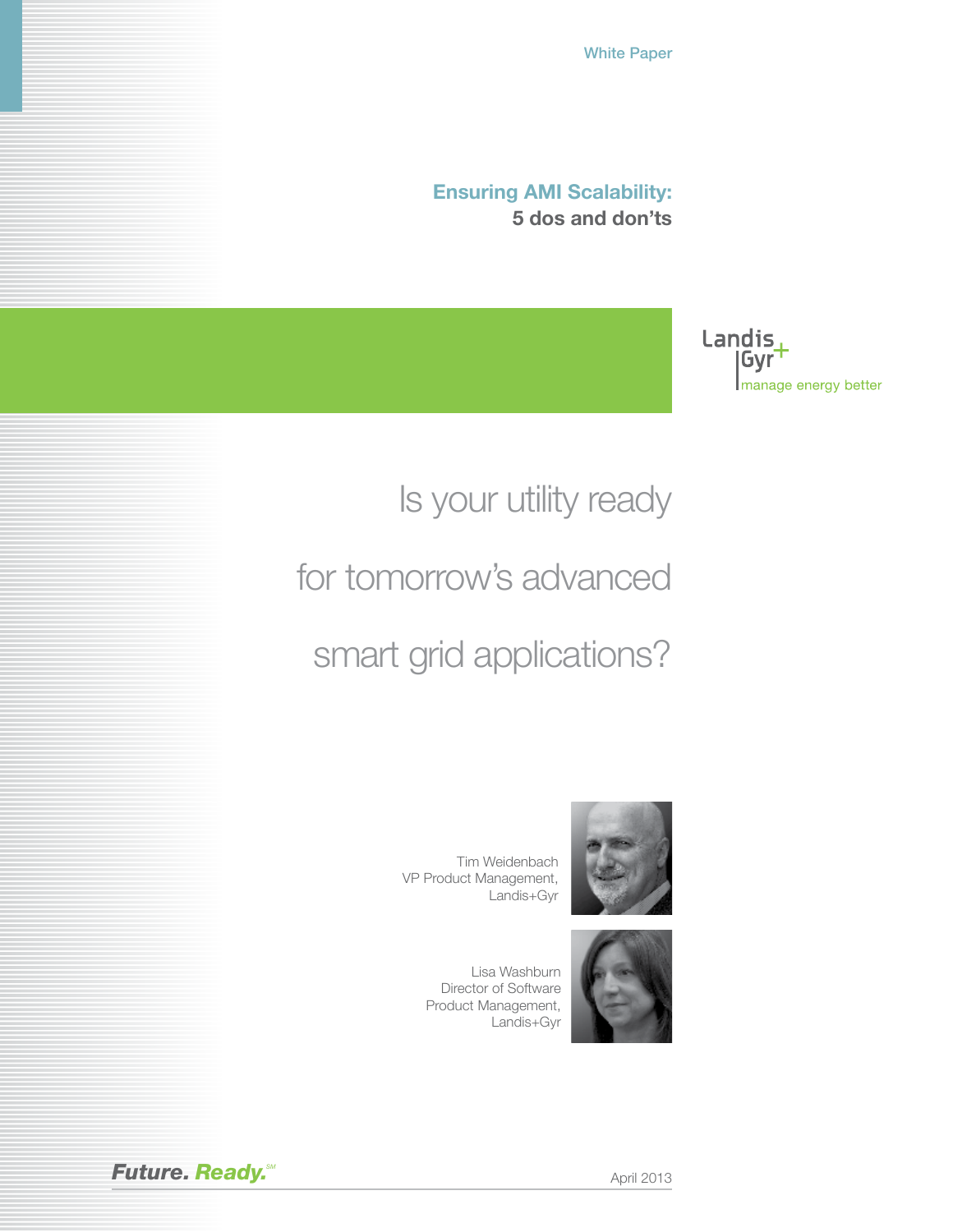White Paper

# Ensuring AMI Scalability:
## 5 dos and don'ts

Landis+Gyr
manage energy better

Is your utility ready for tomorrow's advanced smart grid applications?

Tim Weidenbach
VP Product Management,
Landis+Gyr

Lisa Washburn
Director of Software
Product Management,
Landis+Gyr

**Future. Ready.**[SM]

April 2013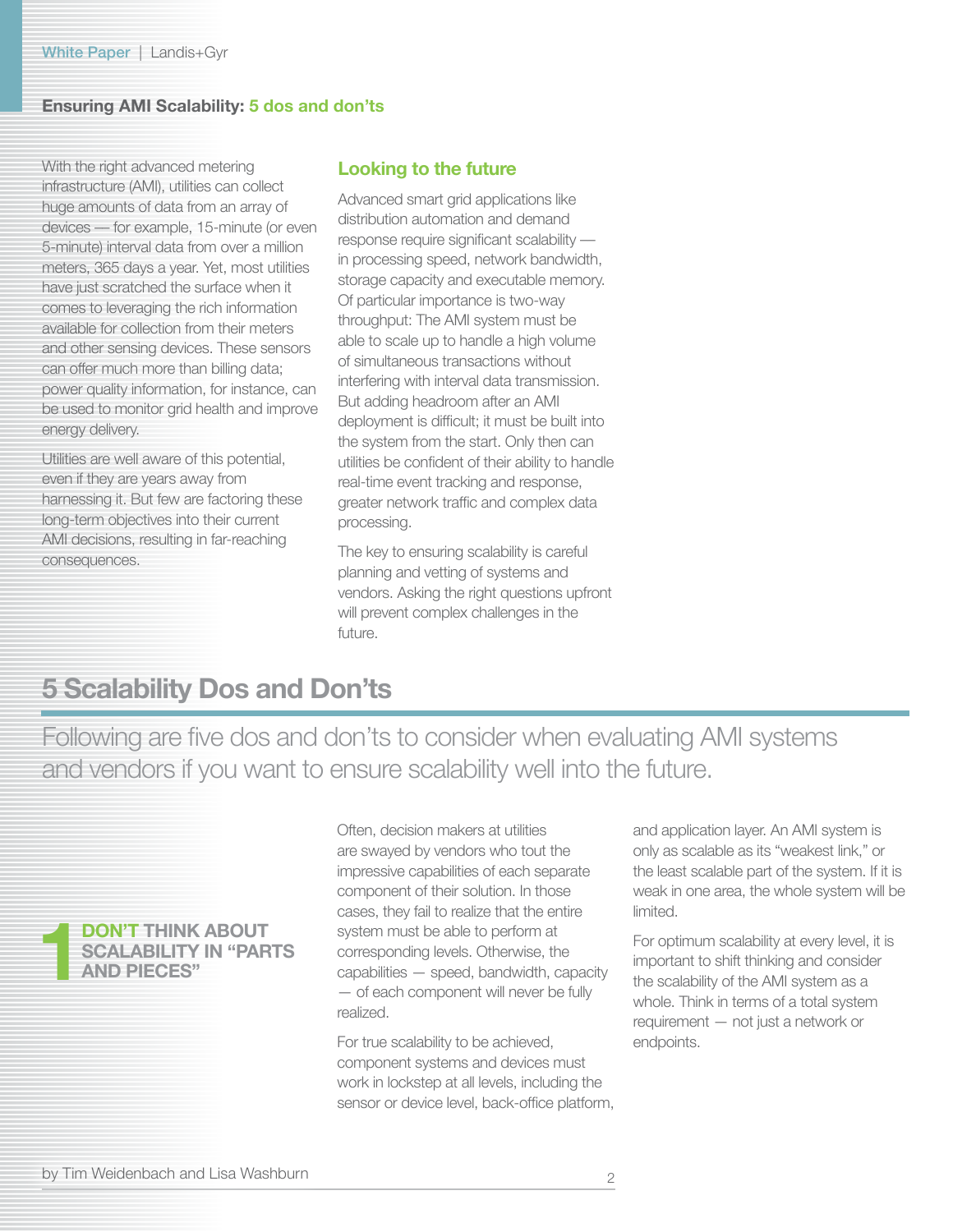## Ensuring AMI Scalability: 5 dos and don'ts

With the right advanced metering infrastructure (AMI), utilities can collect huge amounts of data from an array of devices — for example, 15-minute (or even 5-minute) interval data from over a million meters, 365 days a year. Yet, most utilities have just scratched the surface when it comes to leveraging the rich information available for collection from their meters and other sensing devices. These sensors can offer much more than billing data; power quality information, for instance, can be used to monitor grid health and improve energy delivery.

Utilities are well aware of this potential, even if they are years away from harnessing it. But few are factoring these long-term objectives into their current AMI decisions, resulting in far-reaching consequences.

### Looking to the future

Advanced smart grid applications like distribution automation and demand response require significant scalability — in processing speed, network bandwidth, storage capacity and executable memory. Of particular importance is two-way throughput: The AMI system must be able to scale up to handle a high volume of simultaneous transactions without interfering with interval data transmission. But adding headroom after an AMI deployment is difficult; it must be built into the system from the start. Only then can utilities be confident of their ability to handle real-time event tracking and response, greater network traffic and complex data processing.

The key to ensuring scalability is careful planning and vetting of systems and vendors. Asking the right questions upfront will prevent complex challenges in the future.

# 5 Scalability Dos and Don'ts

Following are five dos and don'ts to consider when evaluating AMI systems and vendors if you want to ensure scalability well into the future.

### 1 DON'T THINK ABOUT SCALABILITY IN "PARTS AND PIECES"

Often, decision makers at utilities are swayed by vendors who tout the impressive capabilities of each separate component of their solution. In those cases, they fail to realize that the entire system must be able to perform at corresponding levels. Otherwise, the capabilities — speed, bandwidth, capacity — of each component will never be fully realized.

For true scalability to be achieved, component systems and devices must work in lockstep at all levels, including the sensor or device level, back-office platform, and application layer. An AMI system is only as scalable as its "weakest link," or the least scalable part of the system. If it is weak in one area, the whole system will be limited.

For optimum scalability at every level, it is important to shift thinking and consider the scalability of the AMI system as a whole. Think in terms of a total system requirement — not just a network or endpoints.

by Tim Weidenbach and Lisa Washburn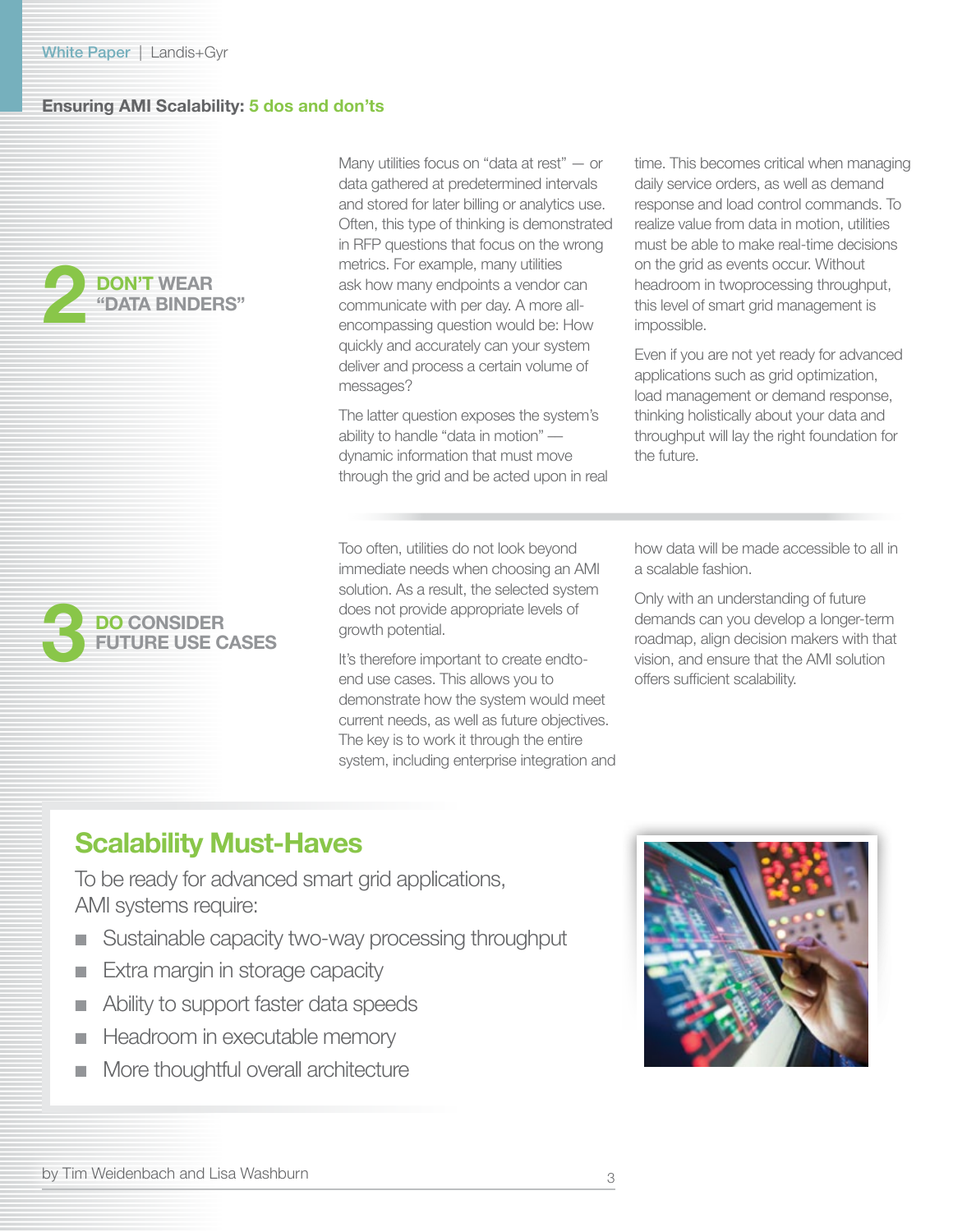## 2 DON'T WEAR "DATA BINDERS"

Many utilities focus on "data at rest" — or data gathered at predetermined intervals and stored for later billing or analytics use. Often, this type of thinking is demonstrated in RFP questions that focus on the wrong metrics. For example, many utilities ask how many endpoints a vendor can communicate with per day. A more all-encompassing question would be: How quickly and accurately can your system deliver and process a certain volume of messages?

The latter question exposes the system's ability to handle "data in motion" — dynamic information that must move through the grid and be acted upon in real time. This becomes critical when managing daily service orders, as well as demand response and load control commands. To realize value from data in motion, utilities must be able to make real-time decisions on the grid as events occur. Without headroom in twoprocessing throughput, this level of smart grid management is impossible.

Even if you are not yet ready for advanced applications such as grid optimization, load management or demand response, thinking holistically about your data and throughput will lay the right foundation for the future.

## 3 DO CONSIDER FUTURE USE CASES

Too often, utilities do not look beyond immediate needs when choosing an AMI solution. As a result, the selected system does not provide appropriate levels of growth potential.

It's therefore important to create endto-end use cases. This allows you to demonstrate how the system would meet current needs, as well as future objectives. The key is to work it through the entire system, including enterprise integration and how data will be made accessible to all in a scalable fashion.

Only with an understanding of future demands can you develop a longer-term roadmap, align decision makers with that vision, and ensure that the AMI solution offers sufficient scalability.

## Scalability Must-Haves

To be ready for advanced smart grid applications, AMI systems require:

- Sustainable capacity two-way processing throughput
- Extra margin in storage capacity
- Ability to support faster data speeds
- Headroom in executable memory
- More thoughtful overall architecture

by Tim Weidenbach and Lisa Washburn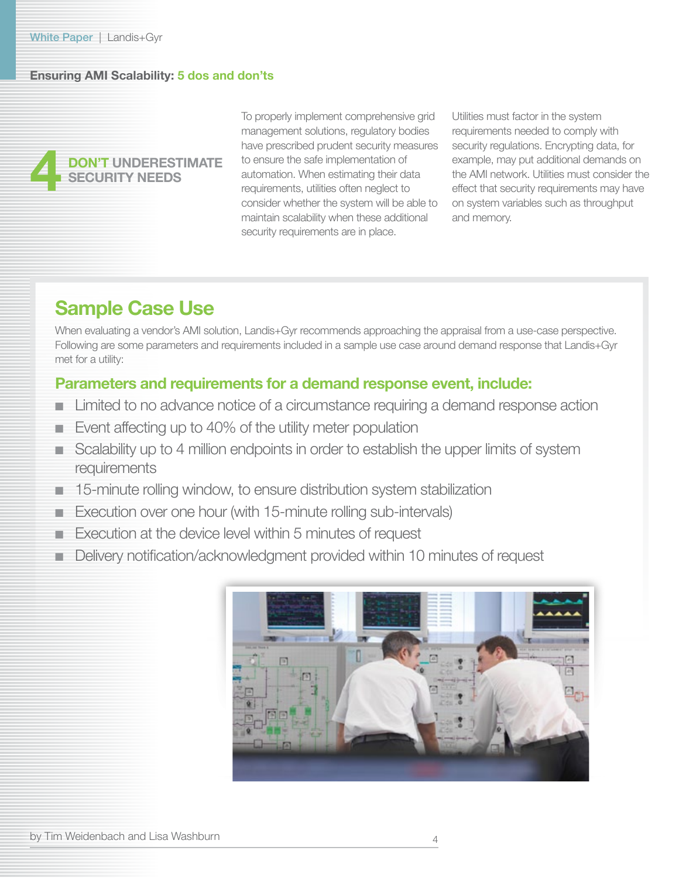## 4 DON'T UNDERESTIMATE SECURITY NEEDS

To properly implement comprehensive grid management solutions, regulatory bodies have prescribed prudent security measures to ensure the safe implementation of automation. When estimating their data requirements, utilities often neglect to consider whether the system will be able to maintain scalability when these additional security requirements are in place.

Utilities must factor in the system requirements needed to comply with security regulations. Encrypting data, for example, may put additional demands on the AMI network. Utilities must consider the effect that security requirements may have on system variables such as throughput and memory.

## Sample Case Use

When evaluating a vendor's AMI solution, Landis+Gyr recommends approaching the appraisal from a use-case perspective. Following are some parameters and requirements included in a sample use case around demand response that Landis+Gyr met for a utility:

### Parameters and requirements for a demand response event, include:

- Limited to no advance notice of a circumstance requiring a demand response action
- Event affecting up to 40% of the utility meter population
- Scalability up to 4 million endpoints in order to establish the upper limits of system requirements
- 15-minute rolling window, to ensure distribution system stabilization
- Execution over one hour (with 15-minute rolling sub-intervals)
- Execution at the device level within 5 minutes of request
- Delivery notification/acknowledgment provided within 10 minutes of request

by Tim Weidenbach and Lisa Washburn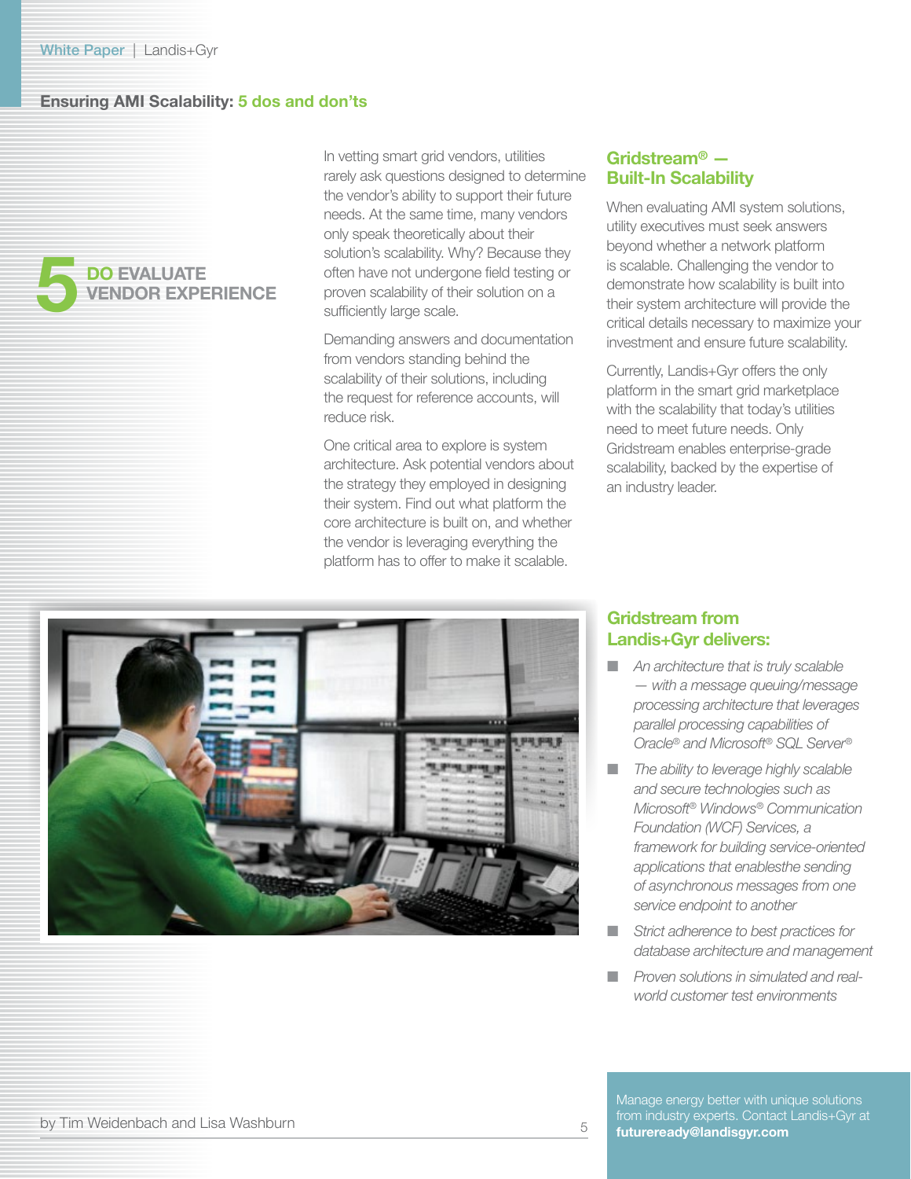## Ensuring AMI Scalability: 5 dos and don'ts

### 5 DO EVALUATE VENDOR EXPERIENCE

In vetting smart grid vendors, utilities rarely ask questions designed to determine the vendor's ability to support their future needs. At the same time, many vendors only speak theoretically about their solution's scalability. Why? Because they often have not undergone field testing or proven scalability of their solution on a sufficiently large scale.

Demanding answers and documentation from vendors standing behind the scalability of their solutions, including the request for reference accounts, will reduce risk.

One critical area to explore is system architecture. Ask potential vendors about the strategy they employed in designing their system. Find out what platform the core architecture is built on, and whether the vendor is leveraging everything the platform has to offer to make it scalable.

### Gridstream® — Built-In Scalability

When evaluating AMI system solutions, utility executives must seek answers beyond whether a network platform is scalable. Challenging the vendor to demonstrate how scalability is built into their system architecture will provide the critical details necessary to maximize your investment and ensure future scalability.

Currently, Landis+Gyr offers the only platform in the smart grid marketplace with the scalability that today's utilities need to meet future needs. Only Gridstream enables enterprise-grade scalability, backed by the expertise of an industry leader.

### Gridstream from Landis+Gyr delivers:

- *An architecture that is truly scalable — with a message queuing/message processing architecture that leverages parallel processing capabilities of Oracle® and Microsoft® SQL Server®*
- *The ability to leverage highly scalable and secure technologies such as Microsoft® Windows® Communication Foundation (WCF) Services, a framework for building service-oriented applications that enablesthe sending of asynchronous messages from one service endpoint to another*
- *Strict adherence to best practices for database architecture and management*
- *Proven solutions in simulated and real-world customer test environments*

by Tim Weidenbach and Lisa Washburn

Manage energy better with unique solutions from industry experts. Contact Landis+Gyr at **futureready@landisgyr.com**